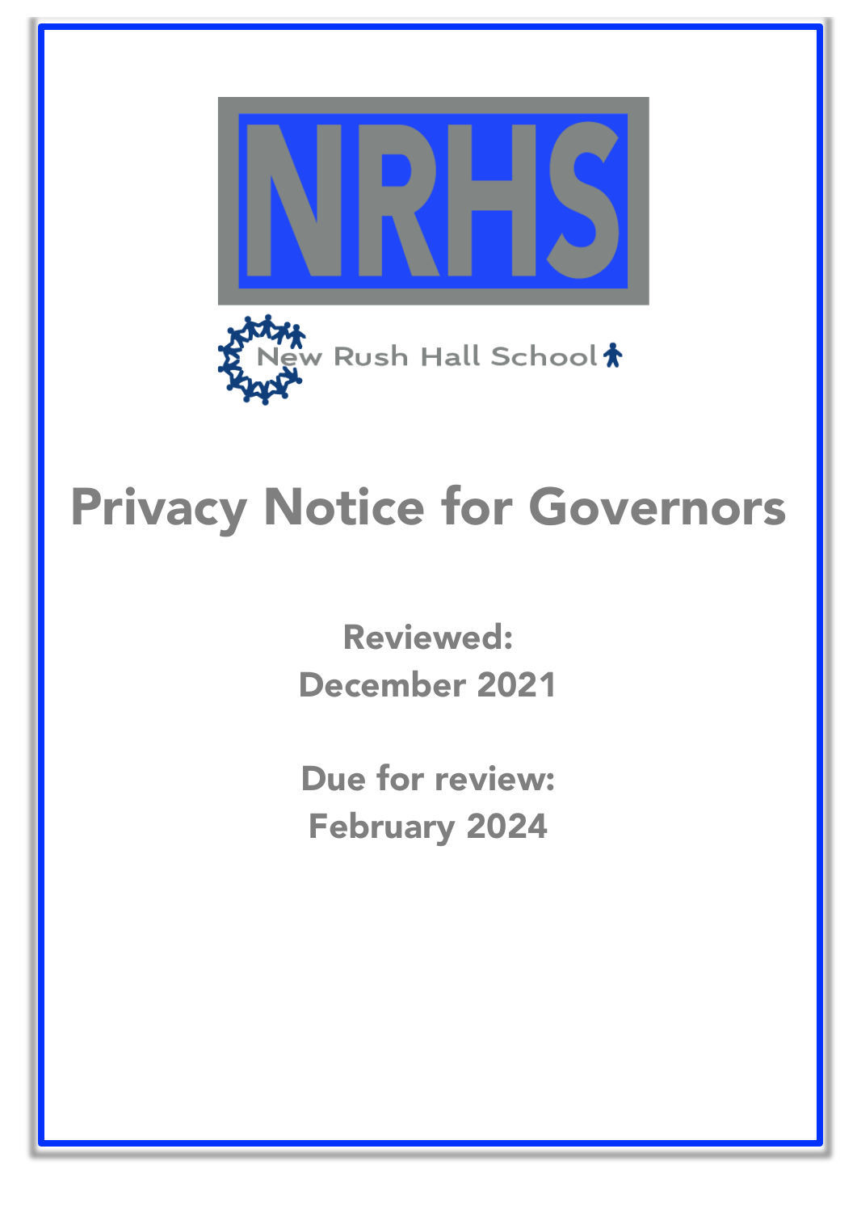NRHS

New Rush Hall School

# Privacy Notice for Governors

**Reviewed:**
**December 2021**

**Due for review:**
**February 2024**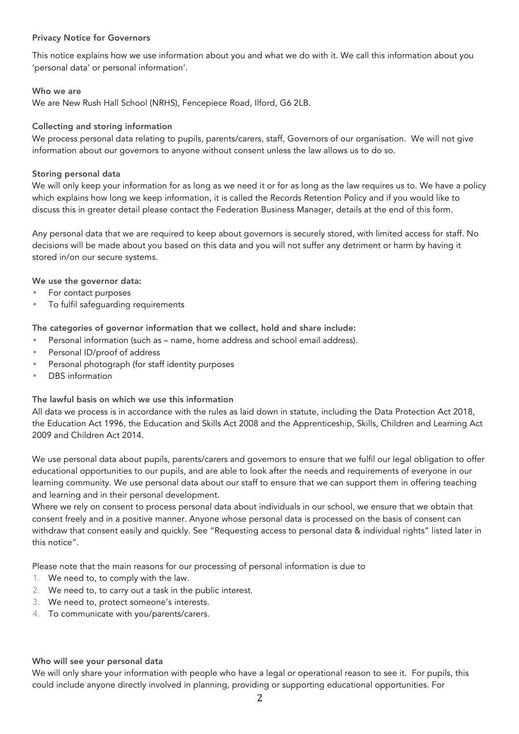## Privacy Notice for Governors

This notice explains how we use information about you and what we do with it. We call this information about you 'personal data' or personal information'.

### Who we are

We are New Rush Hall School (NRHS), Fencepiece Road, Ilford, G6 2LB.

### Collecting and storing information

We process personal data relating to pupils, parents/carers, staff, Governors of our organisation. We will not give information about our governors to anyone without consent unless the law allows us to do so.

### Storing personal data

We will only keep your information for as long as we need it or for as long as the law requires us to. We have a policy which explains how long we keep information, it is called the Records Retention Policy and if you would like to discuss this in greater detail please contact the Federation Business Manager, details at the end of this form.

Any personal data that we are required to keep about governors is securely stored, with limited access for staff. No decisions will be made about you based on this data and you will not suffer any detriment or harm by having it stored in/on our secure systems.

### We use the governor data:

- For contact purposes
- To fulfil safeguarding requirements

### The categories of governor information that we collect, hold and share include:

- Personal information (such as – name, home address and school email address).
- Personal ID/proof of address
- Personal photograph (for staff identity purposes
- DBS information

### The lawful basis on which we use this information

All data we process is in accordance with the rules as laid down in statute, including the Data Protection Act 2018, the Education Act 1996, the Education and Skills Act 2008 and the Apprenticeship, Skills, Children and Learning Act 2009 and Children Act 2014.

We use personal data about pupils, parents/carers and governors to ensure that we fulfil our legal obligation to offer educational opportunities to our pupils, and are able to look after the needs and requirements of everyone in our learning community. We use personal data about our staff to ensure that we can support them in offering teaching and learning and in their personal development.

Where we rely on consent to process personal data about individuals in our school, we ensure that we obtain that consent freely and in a positive manner. Anyone whose personal data is processed on the basis of consent can withdraw that consent easily and quickly. See "Requesting access to personal data & individual rights" listed later in this notice".

Please note that the main reasons for our processing of personal information is due to

1. We need to, to comply with the law.
2. We need to, to carry out a task in the public interest.
3. We need to, protect someone's interests.
4. To communicate with you/parents/carers.

### Who will see your personal data

We will only share your information with people who have a legal or operational reason to see it. For pupils, this could include anyone directly involved in planning, providing or supporting educational opportunities. For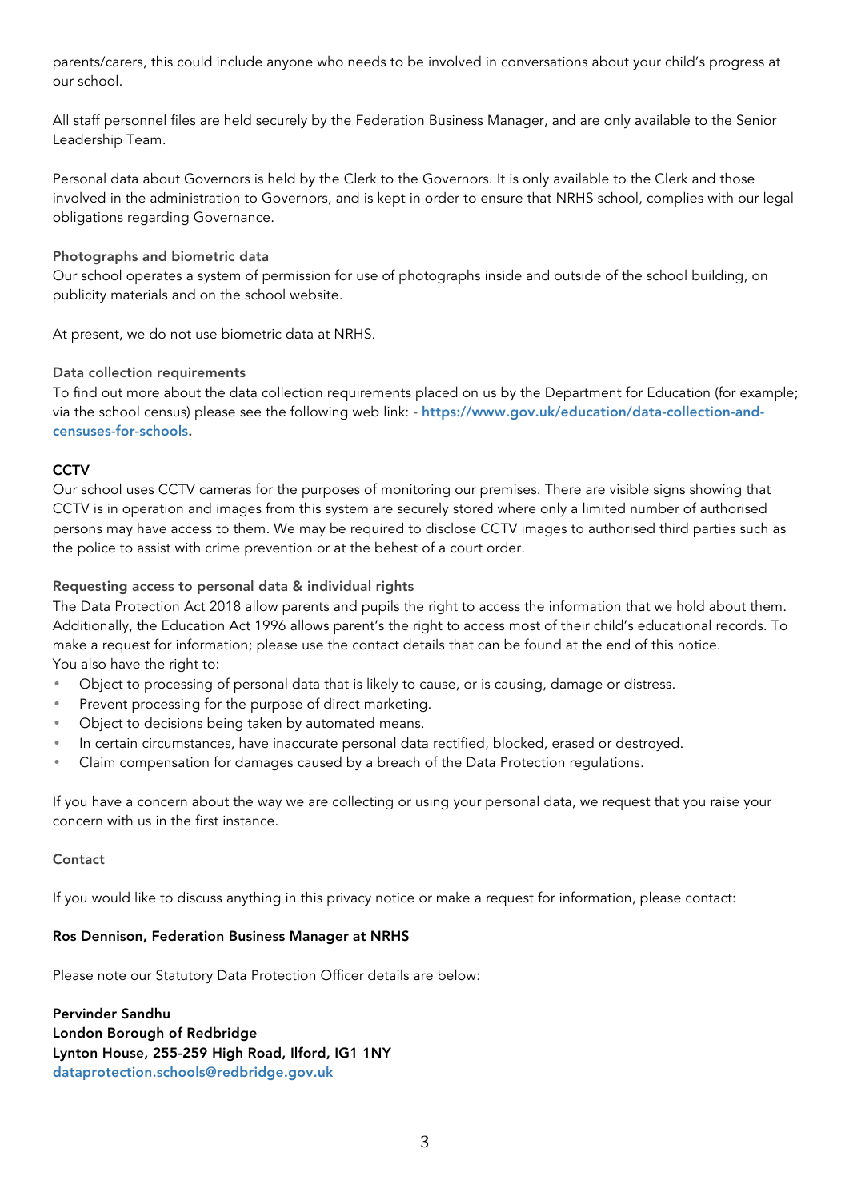parents/carers, this could include anyone who needs to be involved in conversations about your child's progress at our school.

All staff personnel files are held securely by the Federation Business Manager, and are only available to the Senior Leadership Team.

Personal data about Governors is held by the Clerk to the Governors. It is only available to the Clerk and those involved in the administration to Governors, and is kept in order to ensure that NRHS school, complies with our legal obligations regarding Governance.

### Photographs and biometric data

Our school operates a system of permission for use of photographs inside and outside of the school building, on publicity materials and on the school website.

At present, we do not use biometric data at NRHS.

### Data collection requirements

To find out more about the data collection requirements placed on us by the Department for Education (for example; via the school census) please see the following web link: - **https://www.gov.uk/education/data-collection-and-censuses-for-schools.**

### CCTV

Our school uses CCTV cameras for the purposes of monitoring our premises. There are visible signs showing that CCTV is in operation and images from this system are securely stored where only a limited number of authorised persons may have access to them. We may be required to disclose CCTV images to authorised third parties such as the police to assist with crime prevention or at the behest of a court order.

### Requesting access to personal data & individual rights

The Data Protection Act 2018 allow parents and pupils the right to access the information that we hold about them. Additionally, the Education Act 1996 allows parent's the right to access most of their child's educational records. To make a request for information; please use the contact details that can be found at the end of this notice.
You also have the right to:

- Object to processing of personal data that is likely to cause, or is causing, damage or distress.
- Prevent processing for the purpose of direct marketing.
- Object to decisions being taken by automated means.
- In certain circumstances, have inaccurate personal data rectified, blocked, erased or destroyed.
- Claim compensation for damages caused by a breach of the Data Protection regulations.

If you have a concern about the way we are collecting or using your personal data, we request that you raise your concern with us in the first instance.

### Contact

If you would like to discuss anything in this privacy notice or make a request for information, please contact:

**Ros Dennison, Federation Business Manager at NRHS**

Please note our Statutory Data Protection Officer details are below:

**Pervinder Sandhu**
**London Borough of Redbridge**
**Lynton House, 255-259 High Road, Ilford, IG1 1NY**
**dataprotection.schools@redbridge.gov.uk**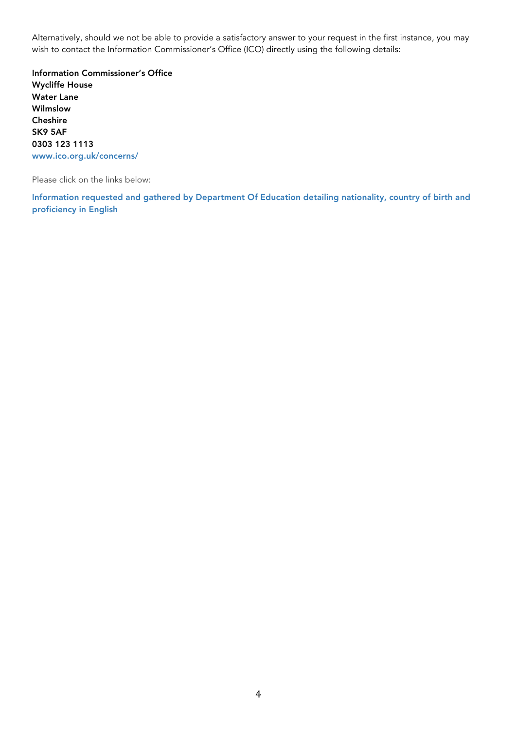Alternatively, should we not be able to provide a satisfactory answer to your request in the first instance, you may wish to contact the Information Commissioner's Office (ICO) directly using the following details:

**Information Commissioner's Office**
**Wycliffe House**
**Water Lane**
**Wilmslow**
**Cheshire**
**SK9 5AF**
**0303 123 1113**
**www.ico.org.uk/concerns/**

Please click on the links below:

**Information requested and gathered by Department Of Education detailing nationality, country of birth and proficiency in English**